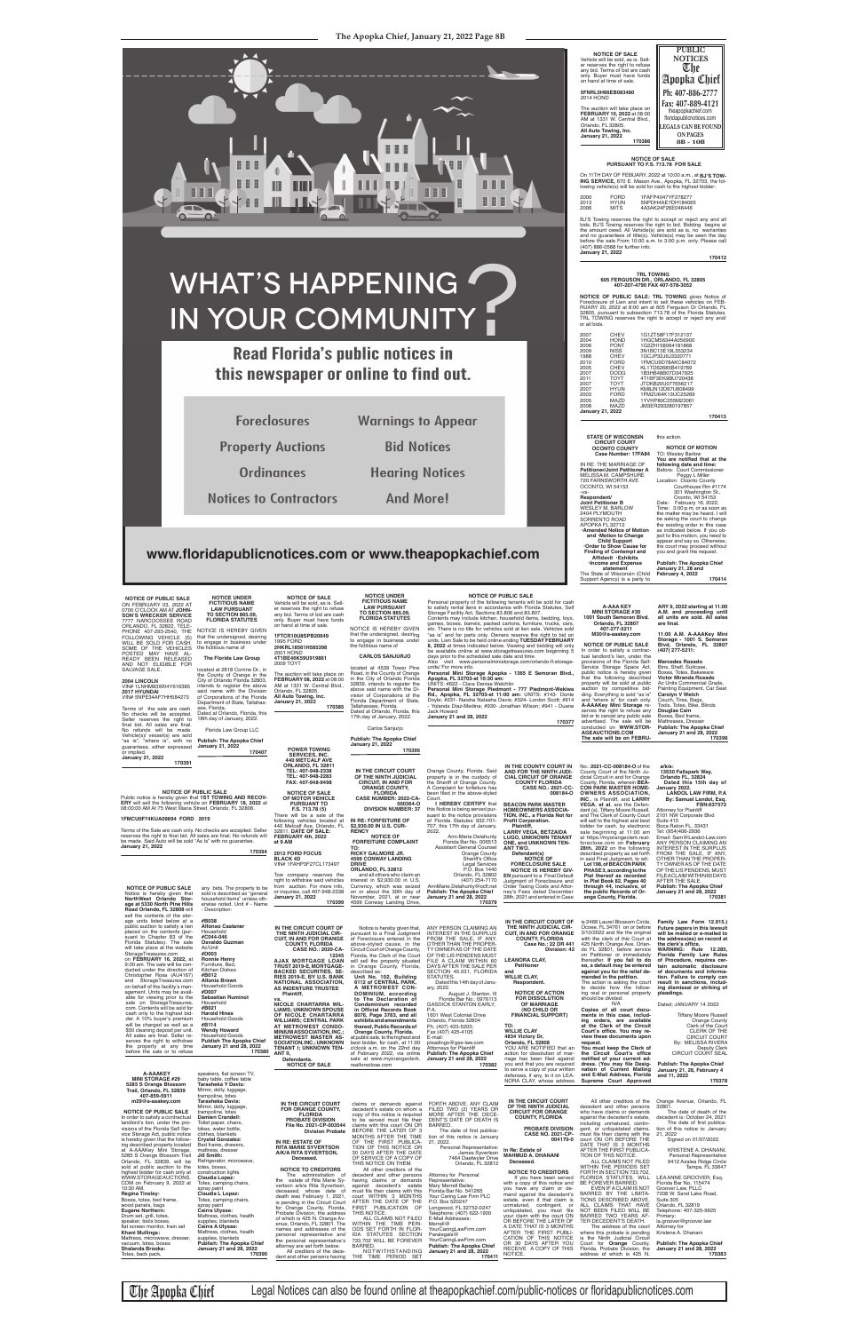# WHAT'S HAPPENING IN YOUR COMMUNITY?

## Read Florida's public notices in this newspaper or online to find out.

- Foreclosures
- Warnings to Appear
- Property Auctions
- Bid Notices
- Ordinances
- Hearing Notices
- Notices to Contractors
- And More!

www.floridapublicnotices.com or www.theapopkachief.com

---

**PUBLIC NOTICES The Apopka Chief**
Ph: 407-886-2777
Fax: 407-889-4121
theapopkachief.com
floridapublicnotices.com
LEGALS CAN BE FOUND ON PAGES 8B - 10B

---

**NOTICE OF SALE**

Vehicle will be sold, as is. Seller reserves the right to refuse any bid. Terms of bid are cash only. Buyer must have funds on hand at time of sale.

**5FNRL5H66EB083480**
2014 HOND

The auction will take place on **FEBRUARY 10, 2022** at 08:00 AM at 1331 W. Central Blvd., Orlando, FL 32805.
**All Auto Towing, Inc.**
**January 21, 2022**

**170386**

---

**NOTICE OF SALE PURSUANT TO F.S. 713.78 FOR SALE**

On 11TH DAY OF FEBUARY, 2022 at 10:00 a.m., at **BJ'S TOWING SERVICE**, 670 E. Mason Ave., Apopka, FL 32703, the following vehicle(s) will be sold for cash to the highest bidder:

| | | |
|---|---|---|
| 2000 | FORD | 1FAFP4047YF278277 |
| 2013 | HYUN | 5NPDH4AE7DH184065 |
| 2006 | MITS | 4A3AK24F26E046446 |

BJ'S Towing reserves the right to accept or reject any and all bids. BJ'S Towing reserves the right to bid. Bidding begins at the amount owed. All Vehicle(s) are sold as is, no warranties and no guarantees of title(s). Vehicle(s) may be seen the day before the sale From 10:00 a.m. to 3:00 p.m. only. Please call (407) 886-0568 for further info.
**January 21, 2022**

**170412**

---

**TRL TOWING**
**605 FERGUSON DR., ORLANDO, FL 32805**
**407-207-4790 FAX 407-578-3052**

**NOTICE OF PUBLIC SALE: TRL TOWING** gives Notice of Foreclosure of Lien and intent to sell these vehicles on FEBRUARY 20, 2022 at 8:00 am at 605 Ferguson Dr Orlando, FL 32805, pursuant to subsection 713.78 of the Florida Statutes. TRL TOWING reserves the right to accept or reject any and/or all bids.

| | | |
|---|---|---|
| 2007 | CHEV | 1G1ZT58F17F312137 |
| 2004 | HOND | 1HGCM56344A056900 |
| 2006 | PONT | 1G2ZH158064181868 |
| 2009 | NISS | 3N1BC13E19L353234 |
| 1988 | CHEV | 1GCJP32J6J3320771 |
| 2010 | FORD | 1FMCU9D78AKC84072 |
| 2005 | CHEV | KL1TD62685B418793 |
| 2007 | DODG | 1B3HB48B07D347925 |
| 2011 | TOYT | 4T1BF3EK9BU720484 |
| 2007 | TOYT | JTDKB20U077656211 |
| 2007 | HYUN | KMBJN12D67U608499 |
| 2003 | FORD | 1FMZU64K13UC25269 |
| 2005 | MAZD | 1YVHP80C255M23061 |
| 2008 | MAZD | JM3ER293280197857 |

**January 21, 2022**

**170413**

---

**STATE OF WISCONSIN CIRCUIT COURT OCONTO COUNTY**
**Case Number: 17FA84**

IN RE: THE MARRIAGE OF **Petitioner/Joint Petitioner A** MELISSA M. CAMPSHURE 720 FARNSWORTH AVE OCONTO, WI 54153
-vs-
**Respondent/ Joint Petitioner B** WESLEY M. BARLOW 2404 PLYMOUTH SORRENTO ROAD APOPKA FL 32712
•**Amended Notice of Motion and •Motion to Change Child Support**
•**Order to Show Cause for Finding of Contempt and Affidavit •Exhibits**
•**Income and Expense statement**

The State of Wisconsin (Child Support Agency) is a party to this action.

**NOTICE OF MOTION**
TO: Wesley Barlow
**You are notified that at the following date and time:**
Before: Court Commissioner Peggy L Miller
Location: Oconto County Courthouse Rm #1174 301 Washington St., Oconto, WI 54153
Date: February 18, 2022,
Time: 3:00 p.m. or as soon as the matter may be heard. I will be asking the court to change the existing order in this case as indicated below. If you object to this motion, you need to appear and say so. Otherwise, the court may proceed without you and grant the request.

**Publish: The Apopka Chief**
**January 21, 28 and February 4, 2022**

**170414**

---

**NOTICE OF PUBLIC SALE**

ON FEBRUARY 03, 2022 AT 0700 O'CLOCK AM AT **JOHNSON'S WRECKER SERVICE** 7777 NARCOOSSEE ROAD ORLANDO, FL 32822, TELEPHONE 407-293-2540, THE FOLLOWING VEHICLE (S) WILL BE SOLD FOR CASH. SOME OF THE VEHICLES POSTED MAY HAVE ALREADY BEEN RELEASED AND NOT ELIGIBLE FOR SALVAGE SALE.

**2004 LINCOLN**
VIN# 1LNHM83W04Y616385
**2017 HYUNDAI**
VIN# 5NPE34AF7HH584273

Terms of the sale are cash. No checks will be accepted. Seller reserves the right to final bid. All sales are final. No refunds will be made. Vehicle(s)/ vessel(s) are sold "as is", "where is", with no guarantees, either expressed or implied.
**January 21, 2022**

**170391**

---

**NOTICE UNDER FICTITIOUS NAME LAW PURSUANT TO SECTION 865.09, FLORIDA STATUTES**

NOTICE IS HEREBY GIVEN that the undersigned, desiring to engage in business under the fictitious name of

**The Florida Law Group**

located at 2618 Corrine Dr., in the County of Orange in the City of Orlando Florida 32803, intends to register the above said name with the Division of Corporations of the Florida Department of State, Tallahassee, Florida.
Dated at Orlando, Florida, this 18th day of January, 2022.

Florida Law Group LLC

**Publish: The Apopka Chief**
**January 21, 2022**

**170407**

---

**NOTICE OF SALE**

Vehicle will be sold, as is. Seller reserves the right to refuse any bid. Terms of bid are cash only. Buyer must have funds on hand at time of sale.

**1FTCR10U8SPB20649**
1995 FORD
**2HKRL18561H585398**
2001 HOND
**4T1BE46K59U919861**
2009 TOYT

The auction will take place on **FEBRUARY 08, 2022** at 08:00 AM at 1331 W. Central Blvd., Orlando, FL 32805.
**All Auto Towing, Inc.**
**January 21, 2022**

**170385**

---

**NOTICE UNDER FICTITIOUS NAME LAW PURSUANT TO SECTION 865.09, FLORIDA STATUTES**

NOTICE IS HEREBY GIVEN that the undersigned, desiring to engage in business under the fictitious name of

**CARLOS SANJURJO**

located at 4539 Tower Pine Road, in the County of Orange in the City of Orlando Florida 32839, intends to register the above said name with the Division of Corporations of the Florida Department of State, Tallahassee, Florida.
Dated at Orlando, Florida, this 17th day of January, 2022.

Carlos Sanjurjo

**Publish: The Apopka Chief**
**January 21, 2022**

**170395**

---

**NOTICE OF PUBLIC SALE**

Personal property of the following tenants will be sold for cash to satisfy rental liens in accordance with Florida Statutes, Self Storage Facility Act, Sections 83.806 and 83.807. Contents may include kitchen, household items, bedding, toys, games, boxes, barrels, packed cartons, furniture, trucks, cars, etc. There is no title for vehicles sold at lien sale. Vehicles sold "as is" and for parts only. Owners reserve the right to bid on units. Lien Sale to be held online ending **TUESDAY FEBRUARY 8, 2022** at times indicated below. Viewing and bidding will only be available online at www.storagetreasures.com beginning 5 days prior to the scheduled sale date and time.
Also visit www.personalministorage.com/orlando-fl-storage-units/ For more info.
**Personal Mini Storage Apopka - 1365 E Semoran Blvd., Apopka, FL 32703 at 10:30 am:** UNITS: #622 - Clara Denise Welchlin
**Personal Mini Storage Piedmont - 777 Piedmont-Wekiwa Rd., Apopka, FL 32703 at 11:00 am:** UNITS: #143- Donte Doyle; #231- Naisha Natasha Davis; #324- Lordon Scott; #914 - Yolanda Diaz-Medina; #930- Jonathan Wilson; #941 - Duane Jack Howard
**January 21 and 28, 2022**

**170377**

---

**A-AAA KEY MINI STORAGE #30**
**1001 South Semoran Blvd. Orlando, FL 32807**
**407-277-5211**
**M30@a-aaakey.com**

**NOTICE OF PUBLIC SALE** In order to satisfy a contractual landlord's lien, under the provisions of the Florida Self-Service Storage Space Act, public notice is hereby given that the following described property will be sold at public auction by competitive bidding. Everything is sold "as is" and "where is" for cash only. **A-AAAKey Mini Storage** reserves the right to refuse any bid or to cancel any public sale advertised. The sale will be conducted on **WWW.STORAGEAUCTIONS.COM**
**The sale will be on FEBRUARY 9, 2022 starting at 11:00 A.M. and proceeding until all units are sold. All sales are final.**

11:00 A.M. A-AAAKey Mini Storage - 1001 S. Semoran Blvd., Orlando, FL 32807 (407) 277-5211:

**Mercedes Rosado**
Rim, Shelf, Suitcase, Boxes, Totes, Bakeware
**Victor Miranda Rosado**
Ac Units Commercial Grade, Painting Equipment, Car Seat
**Carolyn V Welch**
Couch, Tires, Bags, Tools, Totes, Bike, Blinds
**Douglas Cain**
Boxes, Bed frame, Mattresses, Dresser

**Publish: The Apopka Chief**
**January 21 and 28, 2022**

**170396**

---

**NOTICE OF PUBLIC SALE**

Public notice is hereby given that **1ST TOWING AND RECOVERY** will sell the following vehicle on **FEBRUARY 18, 2022** at 08:00:00 AM At 75 West Illiana Street, Orlando, FL 32806.

**1FMCU0F74KUA09694 FORD 2019**

Terms of the Sale are cash only. No checks are accepted. Seller reserves the right to final bid. All sales are final. No refunds will be made. Said Auto will be sold "As Is" with no guarantees.
**January 21, 2022**

**170394**

---

**POWER TOWING SERVICES, INC.**
**440 METCALF AVE ORLANDO, FL 32811**
**TEL: 407-948-2338**
**TEL: 407-948-2283**
**FAX: 407-948-9498**

**NOTICE OF SALE OF MOTOR VEHICLE PURSUANT TO F.S. 713.78 (5)**

There will be a sale of the following vehicles located at 440 Metcalf Ave, Orlando, FL 32811. **DATE OF SALE: FEBRUARY 4th, 2022 at 9 AM**

**2012 FORD FOCUS BLACK 4D**
VIN# 1FAHP3F27CL173497

Tow company reserves the right to withdraw said vehicles from auction. For more info, or inquiries, call 407-948-2338
**January 21, 2022**

**170399**

---

**IN THE CIRCUIT COURT OF THE NINTH JUDICIAL CIRCUIT, IN AND FOR ORANGE COUNTY, FLORIDA**
**CASE NUMBER: 2022-CA-000364-O**
**DIVISION NUMBER: 37**

**IN RE: FORFEITURE OF $2,930.00 IN U.S. CURRENCY**

**NOTICE OF FORFEITURE COMPLAINT**

**TO: RICKY GALMORE JR. 4599 CONWAY LANDING DRIVE ORLANDO, FL 32812**

and all others who claim an interest in $2,930.00 in U.S. Currency, which was seized on or about the 30th day of November, 2021, at or near 4599 Conway Landing Drive, Orange County, Florida. Said property is in the custody of the Sheriff of Orange County. A Complaint for forfeiture has been filed in the above-styled Court.

I **HEREBY CERTIFY** that this Notice is being served pursuant to the notice provisions of Florida Statutes 932.701-707, this 17th day of January, 2022.

Ann-Marie Delahunty
Florida Bar No. 006513
Assistant General Counsel
Orange County Sheriff's Office
Legal Services
P.O. Box 1440
Orlando, FL 32802
(407) 254-7170
AnnMarie.Delahunty@ocfl.net
**Publish: The Apopka Chief**
**January 21 and 28, 2022**

**170379**

---

**IN THE COUNTY COURT IN AND FOR THE NINTH JUDICIAL CIRCUIT, IN AND FOR ORANGE COUNTY FLORIDA**
**CASE NO.: 2021-CC-008184-O**

**BEACON PARK MASTER HOMEOWNERS ASSOCIATION, INC., a Florida Not for Profit Corporation, Plaintiff,**
v.
**LARRY VEGA, BETZAIDA LUGO, UNKNOWN TENANT ONE, and UNKNOWN TENANT TWO, Defendant(s)**

**NOTICE OF FORECLOSURE SALE**

**NOTICE IS HEREBY GIVEN** pursuant to a Final Default Judgment of Foreclosure and Order Taxing Costs and Attorney's Fees dated December 28th, 2021 and entered in Case No.: **2021-CC-008184-O** of the County Court of the Ninth Judicial Circuit in and for Orange County, Florida, wherein **BEACON PARK MASTER HOMEOWNERS ASSOCIATION, INC.**, is Plaintiff, and **LARRY VEGA, et al.** are the Defendant (s), Tiffany Moore Russell, and The Clerk of County Court will sell to the highest and best bidder for cash, by electronic sale beginning at 11:00 am at https://myorangeclerk.realforeclose.com on **February 28th, 2022** on the following described property as set forth in said Final Judgment, to wit: **Lot 185, of BEACON PARK PHASE 3, according to the Plat thereof as recorded in Plat Book 62, Pages 40 through 44, inclusive, of the public Records of Orange County, Florida.**

**a/k/a:**
**13530 Fellspark Way, Orlando FL, 32824**
**Dated this 15th day of January 2022.**
**LANDOLL LAW FIRM, P.A By: Samuel Landoll, Esq. FBN:637572**
Attorney for Plaintiff
2101 NW Corporate Blvd Suite 410
Boca Raton FL, 33431
Tel: (954)466-2936
Email: Sam@LandollLaw.com
ANY PERSON CLAIMING AN INTEREST IN THE SURPLUS FROM THE SALE, IF ANY, OTHER THAN THE PROPERTY OWNER AS OF THE DATE OF THE LIS PENDENS MUST FILE A CLAIM WITHIN 60 DAYS AFTER THE SALE.
**Publish: The Apopka Chief**
**January 21 and 28, 2022**

**170381**

---

**NOTICE OF PUBLIC SALE**

Notice is hereby given that **NorthWest Orlando Storage at 5330 North Pine Hills Road Orlando, FL 32808** will sell the contents of the storage units listed below at a public auction to satisfy a lien placed on the contents (pursuant to Chapter 83 of the Florida Statutes). The sale will take place at the website StorageTreasures.com on **FEBRUARY 16, 2022**, at 9:00 am. The sale will be conducted under the direction of Christopher Rose (AU4167) and StorageTreasures.com on behalf of the facility's management. Units may be available for viewing prior to the sale on StorageTreasures.com. Contents will be sold for cash only to the highest bidder. A 10% buyer's premium will be charged as well as a $50 cleaning deposit per unit. All sales are final. Seller reserves the right to withdraw the property at any time before the sale or to refuse any bids. The property to be sold is described as "general household items" unless otherwise noted. Unit # - Name - Description:

**#B039**
**Alfonso Castaner**
Household
**#C044-046**
**Oswaldo Guzman**
Ac/Unit
**#D003**
**Ronnie Henry**
Furniture, Bed, Kitchen Dishes
**#B012**
**Altonia Brown**
Household Goods
**#D007**
**Sebastian Ruminot**
Household
**#B021**
**Harold Hines**
Household Goods
**#B114**
**Wendy Howard**
Household Goods
**Publish: The Apopka Chief**
**January 21 and 28, 2022**

**170380**

---

**IN THE CIRCUIT COURT OF THE NINTH JUDICIAL CIRCUIT, IN AND FOR ORANGE COUNTY, FLORIDA**
**CASE NO.: 2020-CA-12245**

**AJAX MORTGAGE LOAN TRUST 2019-E, MORTGAGE-BACKED SECURITIES, SERIES 2019-E, BY U.S. BANK NATIONAL ASSOCIATION, AS INDENTURE TRUSTEE Plaintiff,**
vs.
**NICOLE CHARTARRA WILLIAMS; UNKNOWN SPOUSE OF NICOLE CHARTARRA WILLIAMS; CENTRAL PARK AT METROWEST CONDOMINIUM ASSOCIATION, INC.; METROWEST MASTER ASSOCIATION, INC.; UNKNOWN TENANT I; UNKNOWN TENANT II, Defendants.**

**NOTICE OF SALE**

Notice is hereby given that, pursuant to a Final Judgment of Foreclosure entered in the above-styled cause, in the Circuit Court of Orange County, Florida, the Clerk of the Court will sell the property situated in Orange County, Florida, described as:

**Unit No. 102, Building 12 of CENTRAL PARK, A METROWEST CONDOMINIUM, according to The Declaration of Condominium recorded in Official Records Book 8076, Page 3793, and all exhibits and amendments thereof, Public Records of Orange County, Florida.**

at public sale, to the highest and best bidder, for cash, at 11:00 o'clock a.m. on the 22nd day of February 2022, via online sale at www.myorangeclerk.realforeclose.com

ANY PERSON CLAIMING AN INTEREST IN THE SURPLUS FROM THE SALE, IF ANY, OTHER THAN THE PROPERTY OWNER AS OF THE DATE OF THE LIS PENDENS MUST FILE A CLAIM WITHIN 60 DAYS AFTER THE SALE PER SECTION 45.031, FLORIDA STATUTES.

Dated this 14th day of January, 2022.

August J. Stanton, III
Florida Bar No.: 0976113
GASDICK STANTON EARLY, P.A.
1601 West Colonial Drive
Orlando, Florida 32804
Ph. (407) 425-3353
Fax (407) 425-4105
E-mail: pleadings@gse-law.com
Attorneys for Plaintiff
**Publish: The Apopka Chief**
**January 21 and 28, 2022**

**170382**

---

**IN THE CIRCUIT COURT OF THE NINTH JUDICIAL CIRCUIT, IN AND FOR ORANGE COUNTY, FLORIDA**
**CASE NO.: 22 DR 441**
**Division: 42**

**LEANDRA CLAY, Petitioner**
and
**WILLIE CLAY, Respondent.**

**NOTICE OF ACTION FOR DISSOLUTION OF MARRIAGE (NO CHILD OR FINANCIAL SUPPORT)**

**TO: WILLIE CLAY 4834 Victory Dr, Orlando, FL 32808**

YOU ARE NOTIFIED that an action for dissolution of marriage has been filed against you and that you are required to serve a copy of your written defenses, if any, to it on LEANDRA CLAY, whose address is 2466 Laurel Blossom Circle, Ocoee, FL 34761 on or before 3/10/2022 and file the original with the clerk of this Court at 425 North Orange Ave, Orlando FL 32801, before service on Petitioner or immediately thereafter. **If you fail to do so, a default may be entered against you for the relief demanded in the petition.**
The action is asking the court to decide how the following real or personal property should be divided:
N/A

**Copies of all court documents in this case, including orders, are available at the Clerk of the Circuit Court's office. You may review these documents upon request.**
**You must keep the Clerk of the Circuit Court's office notified of your current address. (You may file Designation of Current Mailing and E-Mail Address, Florida Supreme Court Approved Family Law Form 12.915.) Future papers in this lawsuit will be mailed or e-mailed to the addresses on record at the clerk's office.**
**WARNING: Rule 12.285, Florida Family Law Rules of Procedure, requires certain automatic disclosure of documents and information. Failure to comply can result in sanctions, including dismissal or striking of pleadings.**

Dated: JANUARY 14 2022

Tiffany Moore Russell
Orange County
Clerk of the Court
CLERK OF THE CIRCUIT COURT
By: MELISSA RIVERA
Deputy Clerk
CIRCUIT COURT SEAL

**Publish: The Apopka Chief**
**January 21, 28, February 4 and 11, 2022**

**170378**

---

**A-AAAKEY MINI STORAGE #29**
**5285 S Orange Blossom Trail, Orlando, FL 32839**
**407-859-5911**
**m29@a-aaakey.com**

**NOTICE OF PUBLIC SALE** In order to satisfy a contractual landlord's lien, under the provisions of the Florida Self Service Storage Act, public notice is hereby given that the following described property located at A-AAAKey Mini Storage, 5285 S Orange Blossom Trail Orlando, FL 32839, will be sold at public auction to the highest bidder for cash only at WWW.STORAGEAUCTIONS.COM on February 9, 2022 at 10:30 AM.

**Regina Presley:**
Boxes, totes, bed frame, suitcases, bags
**Eugene Northern:**
Drum set, grill, totes, speaker, tool's boxes, flat screen monitor, train set
**Khari Mullings:**
Mattress, microwave, dresser, vacuum, totes, boxes
**Shalanda Brooks:**
Totes, back pack, speakers, flat screen TV, baby table, coffee table
**Tarasheka Y Davis:**
Mirror, dolly, luggage, trampoline, totes
**Tarasheka Davis:**
Mirror, dolly, luggage, trampoline, totes
**Damien Crandell:**
Toilet paper, chairs, bikes, water bottle, clothes, blankets
**Crystal Gonzalez:**
Bed frame, drawers, mattress, dresser
**Jill Smith:**
Refrigerator, microwave, totes, boxes, construction lights
**Claudia Lopez:**
Totes, camping chairs, spray paint
**Claudia L Lopez:**
Totes, camping chairs, spray paint
**Cairra Ulysse:**
Mattress, clothes, health supplies, blankets
**Cairra A Ulysse:**
Mattress, clothes, health supplies, blankets
**Publish: The Apopka Chief**
**January 21 and 28, 2022**

**170390**

---

**IN THE CIRCUIT COURT FOR ORANGE COUNTY, FLORIDA**
**PROBATE DIVISION**
**File No. 2021-CP-003544**
**Division Probate**

**IN RE: ESTATE OF RITA MARIE SYVERTSON A/K/A RITA SYVERTSON, Deceased.**

**NOTICE TO CREDITORS**

The administration of the estate of Rita Marie Syvertson a/k/a Rita Syvertson, deceased, whose date of death was February 1, 2021, is pending in the Circuit Court for Orange County, Florida, Probate Division, the address of which is 425 N. Orange Avenue, Orlando, FL 32801. The names and addresses of the personal representative and the personal representative's attorney are set forth below.
All creditors of the decedent and other persons having claims or demands against decedent's estate on whom a copy of this notice is required to be served must file their claims with this court ON OR BEFORE THE LATER OF 3 MONTHS AFTER THE TIME OF THE FIRST PUBLICATION OF THIS NOTICE OR 30 DAYS AFTER THE DATE OF SERVICE OF A COPY OF THIS NOTICE ON THEM.
All other creditors of the decedent and other persons having claims or demands against decedent's estate must file their claims with this court WITHIN 3 MONTHS AFTER THE DATE OF THE FIRST PUBLICATION OF THIS NOTICE.
ALL CLAIMS NOT FILED WITHIN THE TIME PERIODS SET FORTH IN FLORIDA STATUTES SECTION 733.702 WILL BE FOREVER BARRED.
NOTWITHSTANDING THE TIME PERIOD SET FORTH ABOVE, ANY CLAIM FILED TWO (2) YEARS OR MORE AFTER THE DECEDENT'S DATE OF DEATH IS BARRED.
The date of first publication of this notice is January 21, 2022.

Personal Representative:
James Syvertson
7464 Deehyler Drive
Orlando, FL 32812

Attorney for Personal Representative:
Mary Merrell Bailey
Florida Bar No. 541265
Your Caring Law Firm PLC
P.O. Box 520247
Longwood, FL 32752-0247
Telephone: (407) 622-1900
E-Mail Addresses: Merrell@YourCaringLawFirm.com
Paralegals@YourCaringLawFirm.com
**Publish: The Apopka Chief**
**January 21 and 28, 2022**

**170411**

---

**IN THE CIRCUIT COURT OF THE NINTH JUDICIAL CIRCUIT FOR ORANGE COUNTY, FLORIDA**

**PROBATE DIVISION**
**CASE NO. 2021-CP-004170-0**

**In Re: Estate of MAHMUD A. DHANANI Deceased.**

**NOTICE TO CREDITORS**

If you have been served with a copy of this notice and you have any claim or demand against the decedent's estate, even if that claim is unmatured, contingent, or unliquidated, you must file your claim with the court ON OR BEFORE THE LATER OF A DATE THAT IS 3 MONTHS AFTER THE FIRST PUBLICATION OR 30 DAYS AFTER YOU RECEIVE A COPY OF THIS NOTICE.
All other creditors of the decedent and other persons who have claims or demands against the decedent's estate, including unmatured, contingent, or unliquidated claims, must file their claims with the court ON OR BEFORE THE DATE THAT IS 3 MONTHS AFTER THE FIRST PUBLICATION OF THIS NOTICE.
ALL CLAIMS NOT FILED WITHIN THE PERIODS SET FORTH IN SECTION 733.702, FLORIDA STATUTES, WILL BE FOREVER BARRED.
EVEN IF A CLAIM IS NOT BARRED BY THE LIMITATIONS DESCRIBED ABOVE, ALL CLAIMS THAT HAVE NOT BEEN FILED WILL BE BARRED TWO YEARS AFTER DECEDENT'S DEATH.
The address of the court where this probate is pending is the Ninth Judicial Circuit Court for **Orange** County, Florida, Probate Division, the address of which is 425 N. Orange Avenue, Orlando, FL 32801.
The date of death of the decedent is: October 24, 2021
The date of first publication of this notice is: January 21, 2022
Signed on 01/07/2022.

KRISTENE A. DHANANI,
Personal Representative
9412 Azalea Ridge Circle
Tampa, FL 33647

LEA ANNE GROOVER, Esq.
Florida Bar No. 115474
Groover Law, PLLC
7266 W. Sand Lake Road, Suite 205
Orlando, FL 32819
Telephone: 407-325-9925
Primary: la.groover@groover.law
Attorney for Kristene A. Dhanani

**Publish: The Apopka Chief**
**January 21 and 28, 2022**

**170383**

---

Legal Notices can also be found online at theapopkachief.com/public-notices or floridapublicnotices.com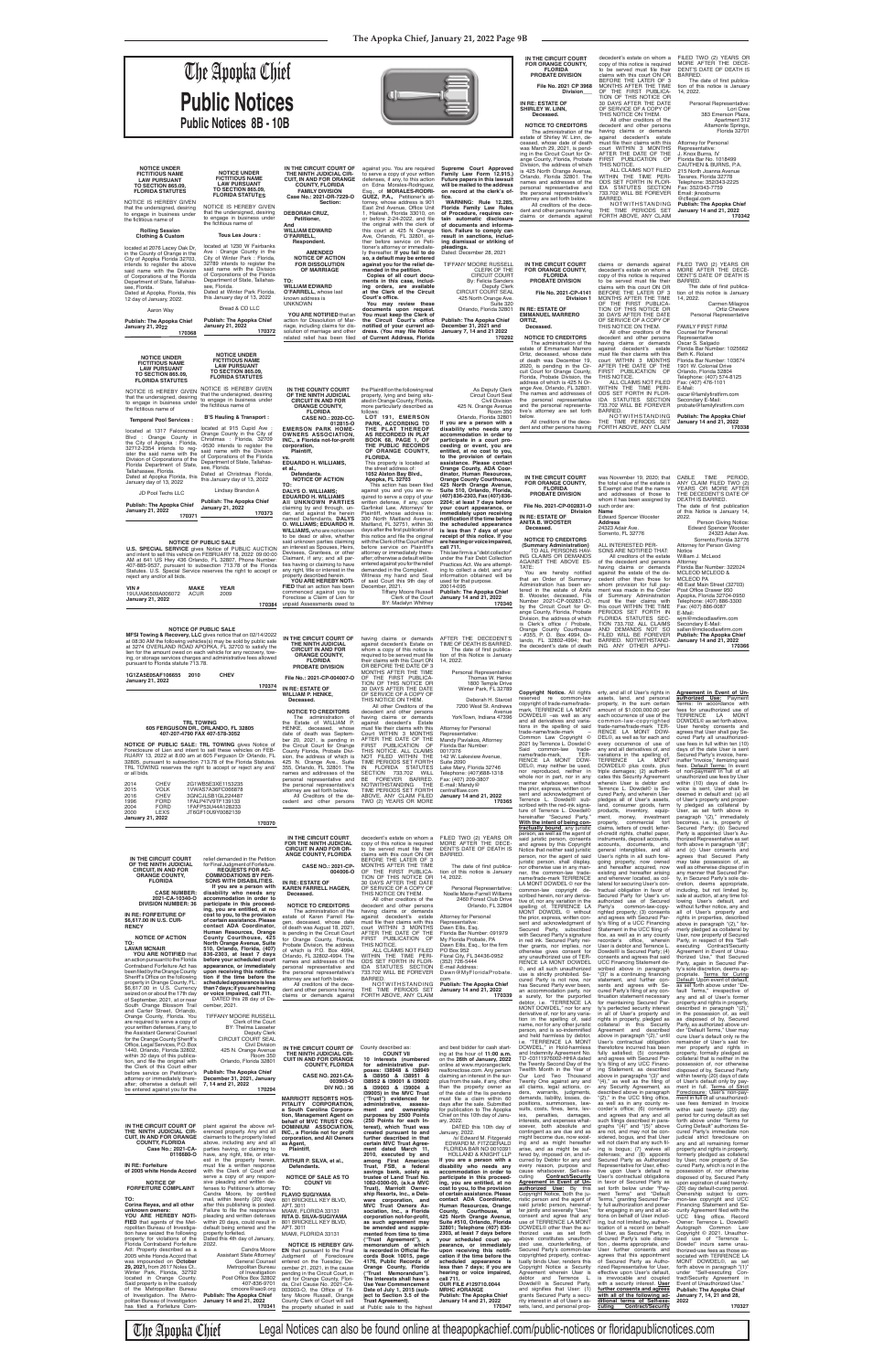# The Apopka Chief

## Public Notices

Public Notices 8B - 10B

---

**NOTICE UNDER FICTITIOUS NAME LAW PURSUANT TO SECTION 865.09, FLORIDA STATUTES**

NOTICE IS HEREBY GIVEN that the undersigned, desiring to engage in business under the fictitious name of

**Rolling Session Clothing & Custom**

located at 2076 Lacey Oak Dr, in the County of Orange in the City of Apopka Florida 32703, intends to register the above said name with the Division of Corporations of the Florida Department of State, Tallahassee, Florida.

Dated at Apopka, Florida, this 12 day of January, 2022.

Aaron Way

**Publish: The Apopka Chief January 21, 2022**

**170368**

---

**NOTICE UNDER FICTITIOUS NAME LAW PURSUANT TO SECTION 865.09, FLORIDA STATUTES**

NOTICE IS HEREBY GIVEN that the undersigned, desiring to engage in business under the fictitious name of

**Tous Les Jours :**

located at 1230 W Fairbanks Ave : Orange County in the City of Winter Park : Florida, 32789 intends to register the said name with the Division of Corporations of the Florida Department of State, Tallahassee, Florida.

Dated at Winter Park Florida, this January day of 13, 2022

Bread & CO LLC

**Publish: The Apopka Chief January 21, 2022**

**170372**

---

**NOTICE UNDER FICTITIOUS NAME LAW PURSUANT TO SECTION 865.09, FLORIDA STATUTES**

NOTICE IS HEREBY GIVEN that the undersigned, desiring to engage in business under the fictitious name of

**Temporal Pool Services :**

located at 1317 Falconcrest Blvd : Orange County in the City of Apopka : Florida, 32712-2304 intends to register the said name with the Division of Corporations of the Florida Department of State, Tallahassee, Florida.

Dated at Apopka Florida, this January day of 13, 2022

JD Pool Techs LLC

**Publish: The Apopka Chief January 21, 2022**

**170371**

---

**NOTICE UNDER FICTITIOUS NAME LAW PURSUANT TO SECTION 865.09, FLORIDA STATUTES**

NOTICE IS HEREBY GIVEN that the undersigned, desiring to engage in business under the fictitious name of

**B'S Hauling & Transport :**

located at 915 Cupid Ave : Orange County in the City of Christmas : Florida, 32709 -9530 intends to register the said name with the Division of Corporations of the Florida Department of State, Tallahassee, Florida.

Dated at Christmas Florida, this January day of 13, 2022

Lindsay Brandon A

**Publish: The Apopka Chief January 21, 2022**

**170373**

---

**NOTICE OF PUBLIC SALE**

**U.S. SPECIAL SERVICE** gives Notice of PUBLIC AUCTION and intent to sell this vehicle on FEBRUARY 18, 2022 09:00:00 AM at 641 US Hwy 436 Orlando, FL 32807, Phone Number: 407-885-8537, pursuant to subsection 713.78 of the Florida Statutes. U.S. Special Service reserves the right to accept or reject any and/or all bids.

| VIN # | MAKE | YEAR |
|---|---|---|
| 19UUA8659XA006072 | ACUR | 2009 |

**Publish: The Apopka Chief January 21, 2022**

**170384**

---

**NOTICE OF PUBLIC SALE**

**MFSI Towing & Recovery, LLC** gives notice that on 02/14/2022 at 08:00 AM the following vehicles(s) may be sold by public sale at 3278 OVERLAND ROAD APOPKA, FL 32703 to satisfy the lien for the amount owed on each vehicle for any recovery, towing, or storage services charges and administrative fees allowed pursuant to Florida statute 713.78.

| | | |
|---|---|---|
| 1G1ZA5E05AF106655 | 2010 | CHEV |

**January 21, 2022**

**170374**

---

**TRL TOWING**
**605 FERGUSON DR., ORLANDO, FL 32805**
**407-207-4790 FAX 407-578-3052**

**NOTICE OF PUBLIC SALE: TRL TOWING** gives Notice of Foreclosure of Lien and intent to sell these vehicles on FEBRUARY 13, 2022 at 8:00 am at 605 Ferguson Dr Orlando, FL 32805, pursuant to subsection 713.78 of the Florida Statutes. TRL TOWING reserves the right to accept or reject any and/ or all bids.

| | | |
|---|---|---|
| 2014 | CHEV | 2G1WB5E3XE1153235 |
| 2015 | VOLK | 1VWAS7A36FC068878 |
| 2016 | CHEV | 3GNCJLSB1GL224487 |
| 1996 | FORD | 1FALP47V3TF139133 |
| 2004 | FORD | 1FAFP53U44A128233 |
| 2000 | LEXS | JT8GF10U9Y0082139 |

**January 21, 2022**

**170370**

---

**IN THE CIRCUIT COURT OF THE NINTH JUDICIAL CIRCUIT, IN AND FOR ORANGE COUNTY, FLORIDA FAMILY DIVISION**

**Case No.: 2021-DR-7229-O**

**Section:**

**DEBORAH CRUZ, Petitioner,**

**And**

**WILLIAM EDWARD O'FARRELL, Respondent.**

**AMENDED NOTICE OF ACTION FOR DISSOLUTION OF MARRIAGE**

**TO: WILLIAM EDWARD O'FARRELL**, whose last known address is UNKNOWN

**YOU ARE NOTIFIED** that an action for Dissolution of Marriage, including claims for dissolution of marriage and other related relief has been filed against you. You are required to serve a copy of your written defenses, if any, to this action on Edna Morales-Rodriguez, Esq., of **MORALES-RODRIGUEZ, P.A.**, Petitioner's attorney, whose address is 901 East 2nd Avenue, Office Unit 1, Hialeah, Florida 33010, on or before 2-24-2022, and file the original with the clerk of this court at 425 N. Orange Ave, Orlando, FL 32801, either before service on Petitioner's attorney or immediately thereafter. **If you fail to do so, a default may be entered against you for the relief demanded in the petition.**

**Copies of all court documents in this case, including orders, are available at the Clerk of the Circuit Court's office.**

**You may review these documents upon request. You must keep the Clerk of the Circuit Court's office notified of your current address. (You may file Notice of Current Address, Florida Supreme Court Approved Family Law Form 12.915.) Future papers in this lawsuit will be mailed to the address on record at the clerk's office.**

**WARNING: Rule 12.285, Florida Family Law Rules of Procedure, requires certain automatic disclosure of documents and information. Failure to comply can result in sanctions, including dismissal or striking of pleadings.**

Dated: December 28, 2021

TIFFANY MOORE RUSSELL
CLERK OF THE CIRCUIT COURT
By: Felicia Sanders
Deputy Clerk
CIRCUIT COURT SEAL
425 North Orange Ave.
Suite 320
Orlando, Florida 32801

**Publish: The Apopka Chief December 31, 2021 and January 7, 14 and 21 2022**

**170292**

---

**IN THE COUNTY COURT OF THE NINTH JUDICIAL CIRCUIT IN AND FOR ORANGE COUNTY, FLORIDA**

**CASE NO.: 2020-CC-012811-O**

**EMERSON POINTE HOMEOWNERS ASSOCIATION, INC., a Florida not-for-profit corporation, Plaintiff,**

**vs.**

**EDUARDO H. WILLIAMS, et al, Defendants.**

**NOTICE OF ACTION**

**TO: DALYS O. WILLIAMS; EDUARDO H. WILLIAMS AND ALL UNKNOWN PARTIES** claiming by and through, under, and against the herein named Defendants, **DALYS O. WILLIAMS and EDUARDO H. WILLIAMS**, who are not known to be dead or alive, whether said unknown parties claiming an interest as Spouses, Heirs, Devisees, Grantees, or other Claimant, if any; and any parties having or claiming to have any right, title or interest in the property described herein.

**YOU ARE HEREBY NOTIFIED** that an action has been commenced against you to Foreclose a Claim of Lien for unpaid Assessments owed to the Plaintiff on the following real property, lying and being and situated in Orange County, Florida, more particularly described as follows:

**LOT 191, EMERSON PARK, ACCORDING TO THE PLAT THEREOF AS RECORDED IN PLAT BOOK 68, PAGE 1, OF THE PUBLIC RECORDS OF ORANGE COUNTY, FLORIDA.**

This property is located at the street address of:

**1052 Alder Bay Blvd., Apopka, FL 32703**

This action has been filed against you and you are required to serve a copy of your written defense, if any, upon Garfinkel Law, Attorneys' for Plaintiff, whose address is: 300 North Maitland Avenue, Maitland, FL 32751, within 30 days after the first publication of this notice and file the original with the Clerk of the Court either before service on Plaintiff's attorney or immediately thereafter; otherwise a default will be entered against you for the relief demanded in the Complaint.

WITNESS my hand and seal of said Court this 9th day of December, 2021.

Tiffany Moore Russell
Clerk of the Court
BY: Madalyn Whitney
As Deputy Clerk
Circuit Court Seal
Civil Division
425 N. Orange Avenue
Room 350
Orlando, Florida 32801

**If you are a person with a disability who needs any accommodation in order to participate in a court proceeding or event, you are entitled, at no cost to you, to the provision of certain assistance. Please contact Orange County, ADA Coordinator, Human Resources, Orange County Courthouse, 425 North Orange Avenue, Suite 510, Orlando, Florida, (407) 836-2303, Fax: (407) 836-2204; at least 7 days before your scheduled court appearance, or immediately upon receiving notification if the time before the scheduled appearance is less than 7 days; if you are hearing or voice impaired, call 711.**

This law firm is a "debt collector" under the Fair Debt Collection Practices Act. We are attempting to collect a debt, and any information obtained will be used for that purpose.

20014-095

**Publish: The Apopka Chief January 14 and 21, 2022**

**170340**

---

**IN THE CIRCUIT COURT FOR ORANGE COUNTY, FLORIDA PROBATE DIVISION**

**File No. 2021 CP 3968**

**Division____**

**IN RE: ESTATE OF SHIRLEY W. LINN, Deceased.**

**NOTICE TO CREDITORS**

The administration of the estate of Shirley W. Linn, deceased, whose date of death was March 29, 2021, is pending in the Circuit Court for Orange County, Florida, Probate Division, the address of which is 425 North Orange Avenue, Orlando, Florida 32801. The names and addresses of the personal representative and the personal representative's attorney are set forth below.

All creditors of the decedent and other persons having claims or demands against decedent's estate on whom a copy of this notice is required to be served must file their claims with this court ON OR BEFORE THE LATER OF 3 MONTHS AFTER THE TIME OF THE FIRST PUBLICATION OF THIS NOTICE OR 30 DAYS AFTER THE DATE OF SERVICE OF A COPY OF THIS NOTICE ON THEM.

All other creditors of the decedent and other persons having claims or demands against decedent's estate must file their claims with this court WITHIN 3 MONTHS AFTER THE DATE OF THE FIRST PUBLICATION OF THIS NOTICE.

ALL CLAIMS NOT FILED WITHIN THE TIME PERIODS SET FORTH IN FLORIDA STATUTES SECTION 733.702 WILL BE FOREVER BARRED.

NOTWITHSTANDING THE TIME PERIODS SET FORTH ABOVE, ANY CLAIM FILED TWO (2) YEARS OR MORE AFTER THE DECEDENT'S DATE OF DEATH IS BARRED.

The date of first publication of this notice is January 14, 2022.

Personal Representative:
Lori Cree
383 Emerson Plaza,
Apartment 312
Altamonte Springs,
Florida 32701

Attorney for Personal Representative:
J. Knox Cauthen, IV
Florida Bar No. 1018499
CAUTHEN & BURNS, P.A.
215 North Joanna Avenue
Tavares, Florida 32778
Telephone: 352/343-2225
Fax: 352/343-7759
Email: jknoxburns@gmail.com

**Publish: The Apopka Chief January 14 and 21, 2022**

**170342**

---

**IN THE CIRCUIT COURT FOR ORANGE COUNTY, FLORIDA PROBATE DIVISION**

**File No. 2021-CP-4141**

**Division 1**

**IN RE: ESTATE OF EMMANUEL MARRERO ORTIZ, Deceased.**

**NOTICE TO CREDITORS**

The administration of the estate of Emmanuel Marrero Ortiz, deceased, whose date of death was December 19, 2020, is pending in the Circuit Court for Orange County, Florida, Probate Division, the address of which is 425 N Orange Ave, Orlando, FL 32801. The names and addresses of the personal representative and the personal representative's attorney are set forth below.

All creditors of the decedent and other persons having claims or demands against decedent's estate on whom a copy of this notice is required to be served must file their claims with this court ON OR BEFORE THE LATER OF 3 MONTHS AFTER THE TIME OF THE FIRST PUBLICATION OF THIS NOTICE OR 30 DAYS AFTER THE DATE OF SERVICE OF A COPY OF THIS NOTICE ON THEM.

All other creditors of the decedent and other persons having claims or demands against decedent's estate must file their claims with this court WITHIN 3 MONTHS AFTER THE DATE OF THE FIRST PUBLICATION OF THIS NOTICE.

ALL CLAIMS NOT FILED WITHIN THE TIME PERIODS SET FORTH IN FLORIDA STATUTES SECTION 733.702 WILL BE FOREVER BARRED.

NOTWITHSTANDING THE TIME PERIODS SET FORTH ABOVE, ANY CLAIM FILED TWO (2) YEARS OR MORE AFTER THE DECEDENT'S DATE OF DEATH IS BARRED.

The date of first publication of this notice is January 14, 2022.

Carmen Milagros
Ortiz Chevere
Personal Representative

FAMILY FIRST FIRM
Counsel for Personal Representative
Oscar E. Salgado
Florida Bar Number: 1025662
Beth K. Roland
Florida Bar Number: 103674
1901 W. Colonial Drive
Orlando, Florida 32804
Telephone: (407) 574-8125
Fax: (407) 476-1101
E-Mail:
oscar@familyfirstfirm.com
Secondary E-Mail:
probate@familyfirstfirm.com

**Publish: The Apopka Chief January 14 and 21, 2022**

**170338**

---

**IN THE CIRCUIT COURT FOR ORANGE COUNTY, FLORIDA PROBATE DIVISION**

**File No. 2021-CP-002831-O**

**Division**

**IN RE: ESTATE OF ANITA B. WOOSTER Deceased.**

**NOTICE TO CREDITORS**
**(Summary Administration)**

TO ALL PERSONS HAVING CLAIMS OR DEMANDS AGAINST THE ABOVE ESTATE:

You are hereby notified that an Order of Summary Administration has been entered in the estate of Anita B. Wooster, deceased, File Number 2021-CP-002831-O, by the Circuit Court for Orange County, Florida, Probate Division, the address of which is Clerk's office / Probate, Orange County Courthouse - #355, P. O. Box 4994, Orlando, FL 32802-4994; that the decedent's date of death was November 19, 2020; that the total value of the estate is $ Exempt and that the names and addresses of those to whom it has been assigned by such order are:

**Name**
Edward Spencer Wooster
**Address**
24323 Adair Ave.
Sorrento, FL 32776

ALL INTERESTED PERSONS ARE NOTIFIED THAT:

All creditors of the estate of the decedent and persons having claims or demands against the estate of the decedent other than those for whom provision for full payment was made in the Order of Summary Administration must file their claims with this court WITHIN THE TIME PERIODS SET FORTH IN FLORIDA STATUTES SECTION 733.702. ALL CLAIMS AND DEMANDS NOT SO FILED WILL BE FOREVER BARRED. NOTWITHSTANDING ANY OTHER APPLICABLE TIME PERIOD, ANY CLAIM FILED TWO (2) YEARS OR MORE AFTER THE DECEDENT'S DATE OF DEATH IS BARRED.

The date of first publication of this Notice is January 14, 2022.

Person Giving Notice:
Edward Spencer Wooster
24323 Adair Ave.
Sorrento, Florida 32776

Attorney for Person Giving Notice
William J. McLeod
Attorney
Florida Bar Number: 322024
MCLEOD MCLEOD & MCLEOD PA
48 East Main Street (32703)
Post Office Drawer 950
Apopka, Florida 32704-0950
Telephone: (407) 886-3300
Fax: (407) 886-0087
E-Mail:
wjm@mcleodlawfirm.com
Secondary E-Mail:
sallen@mcleodlawfirm.com

**Publish: The Apopka Chief January 14 and 21, 2022**

**170366**

---

**IN THE CIRCUIT COURT OF THE NINTH JUDICIAL CIRCUIT IN AND FOR ORANGE COUNTY, FLORIDA PROBATE DIVISION**

**File No.: 2021-CP-004007-O**

**IN RE: ESTATE OF WILLIAM P. HENKE, Deceased.**

**NOTICE TO CREDITORS**

The administration of the Estate of WILLIAM P. HENKE, deceased, whose date of death was September 20, 2021, is pending in the Circuit Court for Orange County, Florida, Probate Division, the address of which is 425 N. Orange Ave., Suite 355, Orlando, FL 32801. The names and addresses of the personal representative and the personal representative's attorney are set forth below.

All Creditors of the decedent and other persons having claims or demands against decedent's Estate on whom a copy of this notice is required to be served must file their claims with this Court ON OR BEFORE THE DATE OF 3 MONTHS AFTER THE TIME OF THE FIRST PUBLICATION OF THIS NOTICE OR 30 DAYS AFTER THE DATE OF SERVICE OF A COPY OF THIS NOTICE ON THEM.

All other Creditors of the decedent and other persons having claims or demands against decedent's Estate must file their claims with this Court WITHIN 3 MONTHS AFTER THE DATE OF THE FIRST PUBLICATION OF THIS NOTICE. ALL CLAIMS NOT FILED WITHIN THE TIME PERIODS SET FORTH IN FLORIDA STATUTES SECTION 733.702 WILL BE FOREVER BARRED. NOTWITHSTANDING THE TIME PERIODS SET FORTH ABOVE, ANY CLAIM FILED TWO (2) YEARS OR MORE AFTER THE DECEDENT'S DATE OF DEATH IS BARRED.

The date of first publication of this Notice is January 14, 2022.

Personal Representative:
Thomas W. Henke
1800 Temple Drive
Winter Park, FL 32789

Deborah H. Stacel
7200 West St. Andrews Avenue
YorkTown, Indiana 47396

Attorney for Personal Representative:
Mandy Paviakas, Attorney
Florida Bar Number: 0017272
142 W. Lakeview Avenue, Suite 2020
Lake Mary, Florida 32746
Telephone: (407)688-1318
Fax: (407) 209-3807
E-mail: Mandy@centralfl-ew.com

**Publish: The Apopka Chief January 14 and 21, 2022**

**170365**

---

**IN THE CIRCUIT COURT OF THE NINTH JUDICIAL CIRCUIT, IN AND FOR ORANGE COUNTY, FLORIDA**

**CASE NUMBER: 2021-CA-10340-O**

**DIVISION NUMBER: 36**

**IN RE: FORFEITURE OF $6,617.00 IN U.S. CURRENCY**

**NOTICE OF ACTION**

**TO: LAVAR MCNAIR**

**YOU ARE NOTIFIED** that an action for Forfeiture of the Florida Contraband Forfeiture Act has been filed by the Orange County Sheriff's Office on the following property in Orange County, FL: $6,617.00 in U.S. Currency seized on or about the 17th day of September, 2021, at or near South Orange Blossom Trail and Gore Street, Orlando, Orange County, Florida. You are required to serve a copy of your written defenses, if any, to the Assistant General Counsel for the Orange County Sheriff's Office, Legal Services, P.O. Box 1440, Orlando, Florida 32802, within 30 days of this publication, and file the original with the Clerk of this Court either before service on Petitioner's attorney or immediately thereafter; otherwise a default will be entered against you for the relief demanded in the Petition for Final Judgment of Forfeiture.

**REQUESTS FOR ACCOMMODATIONS BY PERSONS WITH DISABILITIES. If you are a person with disability who needs any accommodation in order to participate in this proceeding, you are entitled, at no cost to you, to the provision of certain assistance. Please contact ADA Coordinator, Human Resources, Orange County Courthouse, 425 North Orange Avenue, Suite 510, Orlando, Florida (407) 836-2303, at least 7 days before your scheduled court appearance, or immediately upon receiving this notification if the time before the scheduled appearance is less than 7 days; if you are hearing or voice impaired, call 711.**

DATED this 28 day of December, 2021.

TIFFANY MOORE RUSSELL
Clerk of the Court
BY: Thelma Lasseter
Deputy Clerk
CIRCUIT COURT SEAL
Civil Division
425 N. Orange Avenue
Room 350
Orlando, Florida 32801

**Publish: The Apopka Chief December 31, 2021 and January 7, 14 and 21, 2022**

**170294**

---

**IN THE CIRCUIT COURT FOR THE NINTH JUDICIAL CIRCUIT IN AND FOR ORANGE COUNTY, FLORIDA**

**CASE NO.: 2021-CP-004006-O**

**IN RE: ESTATE OF KAREN FAIRFIELD HAGEN, Deceased.**

**NOTICE TO CREDITORS**

The administration of the estate of Karen Farrell Hagen, deceased, whose date of death was August 18, 2021, is pending in the Circuit Court for Orange County, Florida, Probate Division, the address of which is P.O. Box 4994, Orlando, FL 32802-4994. The names and addresses of the personal representative and the personal representative's attorney are set forth below.

All creditors of the decedent and other persons having claims or demands against decedent's estate on whom a copy of this notice is required to be served must file their claims with this court ON OR BEFORE THE LATER OF 3 MONTHS AFTER THE TIME OF THE FIRST PUBLICATION OF THIS NOTICE OR 30 DAYS AFTER THE DATE OF SERVICE OF A COPY OF THIS NOTICE ON THEM.

All other creditors of the decedent and other persons having claims or demands against decedent's estate must file their claims with this court WITHIN 3 MONTHS AFTER THE DATE OF THE FIRST PUBLICATION OF THIS NOTICE.

ALL CLAIMS NOT FILED WITHIN THE TIME PERIODS SET FORTH IN FLORIDA STATUTES SECTION 733.702 WILL BE FOREVER BARRED.

NOTWITHSTANDING THE TIME PERIODS SET FORTH ABOVE, ANY CLAIM FILED TWO (2) YEARS OR MORE AFTER THE DECEDENT'S DATE OF DEATH IS BARRED.

The date of first publication of this notice is January 14, 2022.

Personal Representative:
Noelle Marie-Farrell Williams
2480 Forest Club Drive
Orlando, FL 32804

Attorney for Personal Representative:
Dawn Ellis, Esq.
Florida Bar Number: 091979
My Florida Probate, PA
Dawn Ellis, Esq., for the firm
PO Box 952
Floral City, FL 34436-0952
(352) 726-5444
E-mail Address:
dawn@myfloridaprobate.com

**Publish: The Apopka Chief January 14 and 21, 2022**

**170339**

---

**Copyright Notice.** All rights reserved re common-law copyright of trade-name/trademark, TERRENCE LA MONT DOWDELL© --as well as any and all derivatives and variations in the spelling of said trade-name/trade-mark -- Common Law Copyright © 2021 by Terrence L Dowdell© Said common-law trade-name/trade-mark, TERRENCE LA MONT DOWDELL©, may neither be used, nor reproduced, neither in whole nor in part, nor in any manner whatsoever, without the prior, express, written consent and acknowledgment of Terrence L Dowdell© as signified by the red-ink signature of Terrence L Dowdell© hereinafter "Secured Party." **With the intent of being contractually bound**, any juristic person, as well as the agent of said juristic person, consents and agrees by this Copyright Notice that neither said juristic person, nor the agent of said juristic person, shall display, nor otherwise use in any manner, the common-law trade-name/trade-mark TERRENCE LA MONT DOWDELL© nor the common-law copyright described herein, nor any derivative of, nor any variation in the spelling of, TERRENCE LA MONT DOWDELL © without the prior, express, written consent and acknowledgment of Secured Party, as signified with Secured Party's signature in red ink. Secured Party neither grants, nor implies, nor otherwise gives consent for any unauthorized use of TERRENCE LA MONT DOWDELL ©, and all such unauthorized use is strictly prohibited. Secured Party is not now, nor has Secured Party ever been, an accommodation party, nor a surety, for the purported debtor, i.e. "TERRENCE LA MONT DOWDELL," nor for any derivative of, nor for any variation in the spelling of, said name, nor for any other juristic person, and is so-indemnified and held harmless by debtor, i.e. "TERRENCE LA MONT DOWDELL," in Hold-harmless and Indemnity Agreement No. TD -03111976DD2-HHIA dated the Twenty Second Day of the Twelfth Month in the Year of Our Lord Two Thousand Twenty One against any and all claims, legal actions, orders, warrants, judgments, demands, liabilities, losses, depositions, summonses, lawsuits, costs, fines, liens, levies, penalties, damages, interests, and expenses whatsoever, both absolute and contingent as are due and as might become due, now existing and as might hereafter arise, and as might be suffered by, imposed on, and incurred by Debtor for any and every reason, purpose and cause whatsoever. Self-executing **Contract/Security Agreement in Event of Unauthorized Use:** By this Copyright Notice, both the juristic person and the agent of said juristic person, hereinafter jointly and severally "User," consent and agree that any use of TERRENCE LA MONT DOWDELL© other than authorized use as set forth above constitutes unauthorized use, counterfeiting, of Secured Party's common-law copyrighted property, contractually binds User, renders this Copyright Notice a Security Agreement wherein User is debtor and Terrence L Dowdell© is Secured Party, and signifies that User: (1) grants Secured Party a security interest in all of User's assets, land, and personal property, and all of User's rights in assets, land, and personal property, in the sum certain amount of $1,000,000.00 per each occurrence of use of the common-law-copyrighted trade-name/trade-mark TERRENCE LA MONT DOWDELL©, as well as for each and every occurrence of use of any and all derivatives of, and variations in the spelling of, TERRENCE LA MONT DOWDELL© plus costs, plus triple damages; (2) authenticates this Security Agreement wherein User is debtor and Terrence L Dowdell© is Secured Party, and wherein User pledges all of User's assets, land, consumer goods, farm products, inventory, equipment, money, investment property, commercial tort claims, letters of credit, letter-of-credit rights, chattel paper, instruments, deposit accounts, accounts, documents, and general intangibles, and all User's rights in all such foregoing property, now owned and hereafter acquired, now existing and hereafter arising and wherever located, as collateral for securing User's contractual obligation in favor of Secured Party for User's unauthorized use of Secured Party's common-law-copyrighted property; (3) consents and agrees with Secured Party's filing of a UCC Financing Statement in the UCC filing office, as well as in any county recorder's office, wherein User is debtor and Terrence L Dowdell© is Secured Party; (4) consents and agrees that said UCC Financing Statement described above in paragraph "(3)" is a continuing financing statement, and further consents and agrees with Secured Party's filing of any continuation statement necessary for maintaining Secured Party's perfected security interest in all of User's property and rights in property pledged as collateral in this Security Agreement and described above in paragraph "(2)," until User's contractual obligation therefore incurred has been fully satisfied; (5) consents and agrees with Secured Party's filing of any UCC Financing Statement, as described above in paragraphs "(3)" and "(4)," as well as the filing of any Security Agreement, as described above in paragraph "(2)," in the UCC filing office, as well as in any county recorder's office; (6) consents and agrees that any and all such filings described in paragraphs "(4)" and "(5)" above are not, and may not be considered, bogus, and that User will not claim that any such filing is bogus; (7) waives all defenses; and (8) appoints Secured Party as Authorized Representative for User, effective upon User's default re User's contractual obligations in favor of Secured Party as set forth below under "Payment Terms" and "Default Terms," granting Secured Party full authorization and power for engaging in any and all actions on behalf of User including, but not limited by, authentication of a record on behalf of User, as Secured Party, in Secured Party's sole discretion, deems appropriate, and User further consents and agrees that this appointment of Secured Party as Authorized Representative for User, effective upon User's default, is irrevocable and coupled with a security interest. **User further consents and agrees with all of the following additional terms of Self-executing Contract/Security Agreement in Event of Unauthorized Use:** Payment Terms: In accordance with fees for unauthorized use of TERRENCE LA MONT DOWDELL© as set forth above, User hereby consents and agrees that User shall pay Secured Party all unauthorized-use fees in full within ten (10) days of the date User is sent Secured Party's invoice, hereinafter "Invoice," itemizing said fees. Default Terms: In event of non-payment in full of all unauthorized-use fees by User within (10) days of date Invoice is sent, User shall be deemed in default and: (a) all of User's property and property pledged as collateral by User, as set forth above in paragraph "(2)," immediately becomes, i.e. is, property of Secured Party; (b) Secured Party is appointed User's Authorized Representative as set forth above in paragraph "(8)"; and (c) User consents and agrees that Secured Party may take possession of, as well as otherwise dispose of in any manner that Secured Party, in Secured Party's sole discretion, deems appropriate, including, but not limited by, sale at auction, at any time following User's default, and without further notice, any and all of User's property and rights in properties, described above in paragraph "(2)," formerly pledged as collateral by User, now property of Secured Party, in respect of this "Self-executing Contract/Security Agreement in Event of Unauthorized Use," that Secured Party, again in Secured Party's sole discretion, deems appropriate. **Terms for Curing of Default:** Upon event of default, as set forth above under "Default Terms," irrespective of any and all of User's former property and rights in property, described above in paragraph "(2)," in the possession of, as well as disposed of by, Secured Party, as authorized above under "Default Terms," User may cure User's default only re the remainder of User's said former property and rights in property, formally pledged as collateral that is neither in the possession of, nor otherwise disposed of by, Secured Party within twenty (20) days of date of User's default only by payment in full. Terms of Strict **Foreclosure:** User's non-payment in full of all unauthorized-use fees itemized in Invoice within said twenty (20) day period for curing default as set forth above under "Terms for Curing of Default" authorizes Secured Party's immediate non-judicial strict foreclosure on any and all remaining former property and rights in property, formerly pledged as collateral by User, now property of Secured Party, which is not in the possession of, nor otherwise disposed of by, Secured Party upon expiration of said twenty-(20) day default-curing period. Ownership subject to common-law copyright and UCC Financing Statement and Security Agreement filed with the UCC filing office. Record Owner: Terrence L Dowdell© Autograph Common Law Copyright © 2021. Unauthorized use of "Terrence L Dowdell" incurs same unauthorized-use fees as those associated with TERRENCE LA MONT DOWDELL©, as set forth above in paragraph "(1)" under "Self-executing Contract/Security Agreement in Event of Unauthorized Use."

**Publish: The Apopka Chief January 7, 14, 21 and 28, 2022**

**170327**

---

**IN THE CIRCUIT COURT OF THE NINTH JUDICIAL CIRCUIT, IN AND FOR ORANGE COUNTY, FLORIDA**

**Case No.: 2021-CA-0116680-O**

**IN RE: Forfeiture of 2005 white Honda Accord**

**NOTICE OF FORFEITURE COMPLAINT**

**TO: Corina Reyes, and all other unknown persons:**

**YOU ARE HEREBY NOTIFIED** that agents of the Metropolitan Bureau of Investigation have seized the following property for violations of the Florida Contraband Forfeiture Act: Property described as a 2005 white Honda Accord that was impounded on **October 25, 2021** from 2617 Noles Ct., Winter Park, Florida, 32792 located in Orange County. Said property is in the custody of the Metropolitan Bureau of Investigation. The Metropolitan Bureau of Investigation has filed a Forfeiture Complaint against the above referenced property. Any owner, entity, bona fide lienholder, or person in possession of the property when seized, or any person having knowledge of the seizure, who has any right, title, or interest in it, claims to have any right, title, or interest in the property herein, must file a written response with the Clerk of Court and serve a copy of your responsive pleading and written defenses to Petitioner's attorney Candra Moore, by certified mail, within twenty (20) days after this publishing is posted. Failure to file the responsive pleading and written defenses within 20 days, could result in default being entered and the property forfeited.

Dated this 4th day of January, 2022.

Candra Moore
Assistant State Attorney/
General Counsel
Metropolitan Bureau
of Investigation
Post Office Box 320602
407-836-9701
cmoore@sao9.org

**Publish: The Apopka Chief January 14 and 21, 2022**

**170341**

---

**IN THE CIRCUIT COURT OF THE NINTH JUDICIAL CIRCUIT IN AND FOR ORANGE COUNTY, FLORIDA**

**CASE NO.: 2021-CA-003963-O**

**DIV NO.: 36**

**MARRIOTT RESORTS HOSPITALITY CORPORATION, a South Carolina Corporation, Management Agent on behalf of MVC TRUST OWNERS ASSOCIATION, INC., a Florida not for profit corporation, and All Owners as Agent, Plaintiff,**

**v.**

**ARTHUR P. SILVA, et al., Defendants.**

**NOTICE OF SALE AS TO COUNT VII**

**TO: FLAVIO SUGIYAMA**
801 BRICKELL KEY BLVD, APT. 3811
MIAMI, FLORIDA 33131

**RITA D. SILVA-SUGIYAMA**
801 BRICKELL KEY BLVD, APT. 3811
MIAMI, FLORIDA 33131

**NOTICE IS HEREBY GIVEN** that pursuant to the Final Judgment of Foreclosure entered on the Tuesday, December 21, 2021, in the cause pending in the Circuit Court, in and for Orange County, Florida, Civil Case No. 2021-CA-003963-O, the Office of Tiffany Moore Russell, Orange County Clerk of Court will sell the property situated in said County described as:

**COUNT VII**

**10 Interests (numbered for administrative purposes: 139849 & 139850 & 139851 & 139852 & 139901 & 139902 & 139903 & 139904 & 139905) in the MVC Trust ("Trust") evidenced for administrative, assessment and ownership purposes by 2500 Points (250 Points for each Interest), which Trust was created pursuant to and further described in that certain MVC Trust Agreement dated March 11, 2010, executed by and among First American Trust, FSB, a federal savings bank, solely as trustee of Land Trust No. 1082-0300-00, (a.k.a MVC Trust), Marriott Ownership Resorts, Inc., a Delaware corporation, and MVC Trust Owners Association, Inc., a Florida corporation not-for-profit, as such agreement may be amended and supplemented from time to time ("Trust Agreement"), a memorandum of which is recorded in Official Records Book 10015, page 4176, Public Records of Orange County, Florida ("Trust Memorandum"). The Interests shall have a Use Year Commencement Date of July 1, 2015 (subject to Section 3.5 of the Trust Agreement).**

at Public sale to the highest and best bidder for cash starting at the hour of 11:00 a.m. on the **26th of January, 2022** online at www.myorangeclerk.realforeclose.com. Any person claiming an interest in the surplus from the sale, if any, other than the property owner as of the date of the lis pendens must file a claim within 60 days after the sale. Submitted for publication to The Apopka Chief on this 10th day of January, 2022.

DATED this 10th day of January, 2022.

/s/ Edward M. Fitzgerald
EDWARD M. FITZGERALD
FLORIDA BAR NO 0010391
HOLLAND & KNIGHT LLP

**If you are a person with a disability who needs any accommodation in order to participate in this proceeding, you are entitled, at no cost to you, to the provision of certain assistance. Please contact ADA Coordinator, Human Resources, Orange County Courthouse, 425 North Orange Avenue, Suite #510, Orlando, Florida 32801; Telephone (407) 836-2303, at least 7 days before your scheduled court appearance, or immediately upon receiving this notification if the time before the scheduled appearance is less than 7 days; if you are hearing or voice impaired, call 711.**

**OUR FILE #129710.0044**
**MRHC #ORANGE**

**Publish: The Apopka Chief January 14 and 21, 2022**

**170347**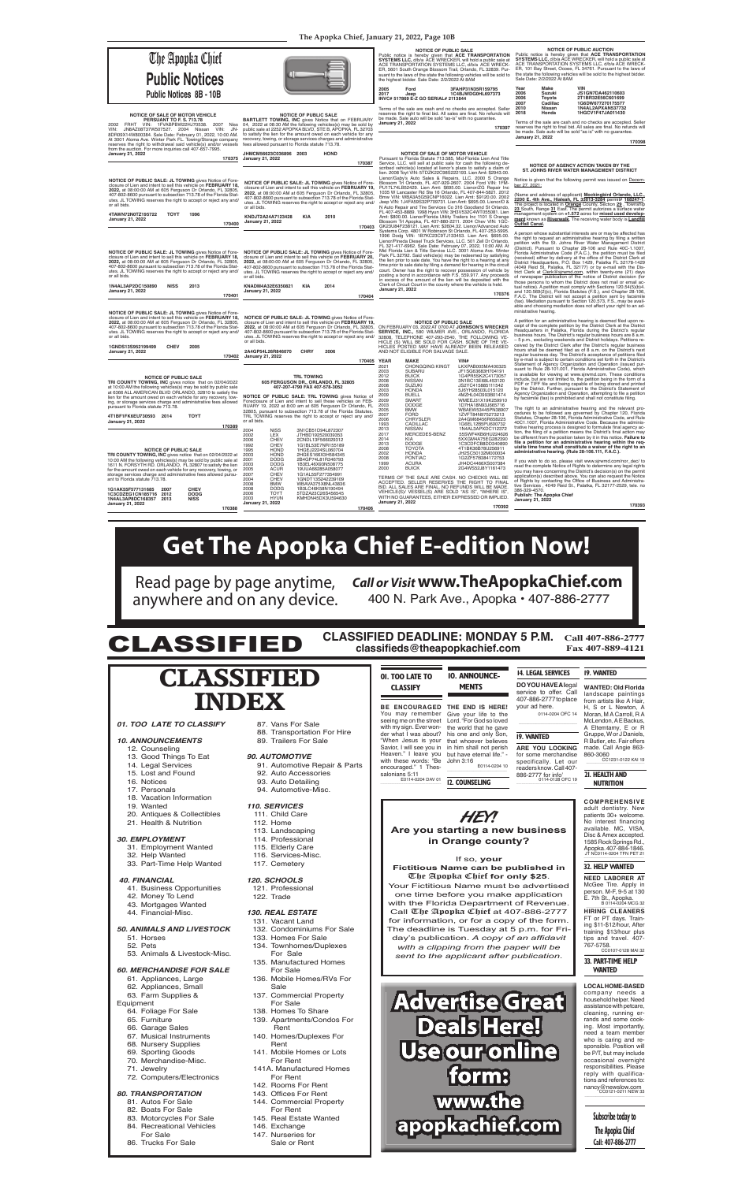# The Apopka Chief

## Public Notices

Public Notices 8B - 10B

**NOTICE OF SALE OF MOTOR VEHICLE (PURSUANT TO F. S. 713.78**

2002 FRHT VIN: 1FVABPBW22HJ70538. 2007 Niss VIN: JN8AZ08T37W507527. 2004 Nissan VIN: JN8DR09X14W800384. Sale Date: February 01, 2022, 10:00 AM. At 3001 Aloma Ave. Winter Park FL. Towing/Storage company reserves the right to withdrawal said vehicle(s) and/or vessels from the auction. For more inquiries call 407-657-7995.
January 21, 2022

170375

**NOTICE OF PUBLIC SALE: JL TOWING** gives Notice of Foreclosure of Lien and intent to sell this vehicle on **FEBRUARY 18, 2022**, at 08:00:00 AM at 605 Ferguson Dr Orlando, FL 32805, 407-802-8600 pursuant to subsection 713.78 of the Florida Statutes. JL TOWING reserves the right to accept or reject any and/ or all bids.

| | | | |
|---|---|---|---|
| 4TAWN72N07Z195722 | TOYT | 1996 | |

January 21, 2022

170400

**NOTICE OF PUBLIC SALE: JL TOWING** gives Notice of Foreclosure of Lien and intent to sell this vehicle on **FEBRUARY 18, 2022**, at 08:00:00 AM at 605 Ferguson Dr Orlando, FL 32805, 407-802-8600 pursuant to subsection 713.78 of the Florida Statutes. JL TOWING reserves the right to accept or reject any and/ or all bids.

| | | |
|---|---|---|
| 1N4AL3AP2DC150880 | NISS | 2013 |

January 21, 2022

170401

**NOTICE OF PUBLIC SALE: JL TOWING** gives Notice of Foreclosure of Lien and intent to sell this vehicle on **FEBRUARY 18, 2022**, at 08:00:00 AM at 605 Ferguson Dr Orlando, FL 32805, 407-802-8600 pursuant to subsection 713.78 of the Florida Statutes. JL TOWING reserves the right to accept or reject any and/ or all bids.

| | | |
|---|---|---|
| 1GNDS13S952199499 | CHEV | 2005 |

January 21, 2022

170402

**NOTICE OF PUBLIC SALE**

**TRI COUNTY TOWING, INC** gives notice that on 02/04/2022 at 10:00 AM the following vehicles(s) may be sold by public sale at 6390 ALLAMERICAN BLVD ORLANDO, 32810 to satisfy the lien for the amount owed on each vehicle for any recovery, towing, or storage services charge and administrative fees allowed pursuant to Florida statute 713.78.

| | | |
|---|---|---|
| 4T1BF1FK6EU730593 | 2014 | TOYT |

January 21, 2022

170389

**NOTICE OF PUBLIC SALE**

**TRI COUNTY TOWING, INC** gives notice that on 02/04/2022 at 10:00 AM the following vehicles(s) may be sold by public sale at 1611 N. FORSYTH RD. ORLANDO, FL 32807 to satisfy the lien for the amount owed on each vehicle for any recovery, towing, or storage services charge and administrative fees allowed pursuant to Florida statute 713.78.

| | | |
|---|---|---|
| 1G1AK55F577131685 | 2007 | CHEV |
| 1C3CDZBG1CN185716 | 2012 | DODG |
| 1N4AL3AP0DC168357 | 2013 | NISS |

January 21, 2022

170388

**NOTICE OF PUBLIC SALE**

**BARTLETT TOWING, INC** gives Notice that on FEBRUARY 04, 2022 at 08:30 AM the following vehicles(s) may be sold by public sale at 2252 APOPKA BLVD. STE B, APOPKA, FL 32703 to satisfy the lien for the amount owed on each vehicle for any recovery, towing, or storage services charges and administrative fees allowed pursuant to Florida statute 713.78.

| | | |
|---|---|---|
| JHMCM56623C056896 | 2003 | HOND |

January 21, 2022

170387

**NOTICE OF PUBLIC SALE: JL TOWING** gives Notice of Foreclosure of Lien and intent to sell this vehicle on **FEBRUARY 19, 2022**, at 08:00:00 AM at 605 Ferguson Dr Orlando, FL 32805, 407-802-8600 pursuant to subsection 713.78 of the Florida Statutes. JL TOWING reserves the right to accept or reject any and/ or all bids.

| | | |
|---|---|---|
| KNDJT2A24A7123428 | KIA | 2010 |

January 21, 2022

170403

**NOTICE OF PUBLIC SALE: JL TOWING** gives Notice of Foreclosure of Lien and intent to sell this vehicle on **FEBRUARY 20, 2022**, at 08:00:00 AM at 605 Ferguson Dr Orlando, FL 32805, 407-802-8600 pursuant to subsection 713.78 of the Florida Statutes. JL TOWING reserves the right to accept or reject any and/ or all bids.

| | | |
|---|---|---|
| KNADM4A32E6350821 | KIA | 2014 |

January 21, 2022

170404

**NOTICE OF PUBLIC SALE: JL TOWING** gives Notice of Foreclosure of Lien and intent to sell this vehicle on **FEBRUARY 19, 2022**, at 08:00:00 AM at 605 Ferguson Dr Orlando, FL 32805, 407-802-8600 pursuant to subsection 713.78 of the Florida Statutes. JL TOWING reserves the right to accept or reject any and/ or all bids.

| | | |
|---|---|---|
| 2A4GP54L26R846070 | CHRY | 2006 |

January 21, 2022

170405

**TRL TOWING**
**605 FERGUSON DR., ORLANDO, FL 32805**
**407-207-4790 FAX 407-578-3052**

**NOTICE OF PUBLIC SALE: TRL TOWING** gives Notice of Foreclosure of Lien and intent to sell these vehicles on FEBRUARY 10, 2022 at 8:00 am at 605 Ferguson Dr Orlando, FL 32805, pursuant to subsection 713.78 of the Florida Statutes. TRL TOWING reserves the right to accept or reject any and/ or all bids.

| | | |
|---|---|---|
| 2004 | NISS | 3N1CB51D94L872007 |
| 2002 | LEX | JTHBD192520030053 |
| 2006 | CHEV | 2CNDL13F566029312 |
| 1992 | CHEV | 1G1BL53E7NR155189 |
| 1995 | HOND | 1HGEJ2224SL060704 |
| 2003 | HOND | 2HGES16653H584345 |
| 2001 | DODG | 2B4GP74L81R346793 |
| 2003 | DODG | 1B3EL46X93N508775 |
| 2005 | ACUR | 19UUA66285A058077 |
| 2007 | CHEV | 1G1AL55F277354901 |
| 2004 | CHEV | 1GNDT13S242239109 |
| 2008 | BMW | WBAVA37578NL43838 |
| 2008 | DODG | 1B3LC46K58N190494 |
| 2006 | TOYT | 5TDZA23C26S456545 |
| 2003 | HYUN | KMHDN45DX3U594630 |

January 21, 2022

170406

**NOTICE OF PUBLIC SALE**

Public notice is hereby given that **ACE TRANSPORTATION SYSTEMS LLC**, d/b/a ACE WRECKER, will hold a public sale at ACE TRANSPORTATION SYSTEMS LLC, d/b/a ACE WRECKER, ER, 5601 South Orange Blossom Trail, Orlando, FL 32839. Pursuant to the laws of the state the following vehicles will be sold to the highest bidder. Sale Date: 2/2/2022 At 8AM

| | | |
|---|---|---|
| 2005 | Ford | 3FAHP31N35R159795 |
| 2017 | Jeep | 1C4BJWDG0HL697373 |

INV# 517868 E-Z GO SERIAL# 2113844

Terms of the sale are cash and no checks are accepted. Seller reserves the right to final bid. All sales are final. No refunds will be made. Sale auto will be sold "as-is" with no guarantees.
January 21, 2022

170397

**NOTICE OF SALE OF MOTOR VEHICLE**

Pursuant to Florida Statute 713.585, Mid-Florida Lien And Title Service, LLC. will sell at public sale for cash the following described vehicle(s) located at lienor's place to satisfy a claim of lien. 2008 Toyt VIN: 5TDZK23C98S222193. Lien Amt: $2943.00. Lienor/Gaby's Auto Sales & Repairs, LLC. 2000 S Orange Blossom Trl Orlando, FL 407-925-2607. 2004 Ford VIN: 1FMPU17L74LB52420. Lien Amt: $695.00. Lienor/ZG Repair Inc 1035 W Lancaster Rd Ste 10 Orlando, FL 407-844-5821. 2012 Bmw VIN: WBAXA5C56CNP16032. Lien Amt: $9120.00. 2002 Jeep VIN: 1J4FA59S32P709731. Lien Amt: $695.00. Lienor/D & N Auto Repair and Tire Services Co 316 Goodland St Orlando, FL 407-453-8889. 1998 Hyun VIN: 3H3V532C4WT055081. Lien Amt: $800.00. Lienor/Florida Utility Trailers Inc 1101 S Orange Blossom Trl Apopka, FL 407-889-3211. 2004 Chev VIN: 1GCGK29U84F238121. Lien Amt: $2604.32. Lienor/Advanced Auto Systems Corp. 4801 W Robinson St Orlando, FL 407-253-5995. 1996 Dodg VIN: 1B7KC23C9TJ133453. Lien Amt: $695.00. Lienor/Pineda Diesel Truck Services, LLC. 501 Zell Dr Orlando, FL 321-417-6362. Sale Date: February 07, 2022, 10:00 AM. At Mid Florida Lien & Title Service LLC. 3001 Aloma Ave. Winter Park FL 32792. Said vehicle(s) may be redeemed by satisfying the lien prior to sale date. You have the right to a hearing at any time prior to sale date by filing a demand for hearing in the circuit court. Owner has the right to recover possession of vehicle by posting a bond in accordance with F.S. 559.917. Any proceeds in excess of the amount of the lien will be deposited with the Clerk of Circuit Court in the county where the vehicle is held.
January 21, 2022

170376

**NOTICE OF PUBLIC SALE**

ON FEBRUARY 03, 2022 AT 0700 AT **JOHNSON'S WRECKER SERVICE, INC.**, 580 WILMER AVE., ORLANDO, FLORIDA 32808. TELEPHONE 407-293-2540, THE FOLLOWING VEHICLE (S) WILL BE SOLD FOR CASH. SOME OF THE VEHICLES POSTED MAY HAVE ALREADY BEEN RELEASED AND NOT ELIGIBLE FOR SALVAGE SALE.

| YEAR | MAKE | VIN# |
|---|---|---|
| 2021 | CHONGQING KINGT | LKXPAB005MA403325 |
| 2003 | SUBARU | JF1SG63683H704191 |
| 2012 | BUICK | 1G4PR5SK2C4173057 |
| 2008 | NISSAN | 3N1BC13E98L433120 |
| 2008 | SUZUKI | JS2YC415885111542 |
| 2003 | HONDA | 5J6YH28503L015120 |
| 2009 | BUELL | 4MZHL04C993081474 |
| 2009 | SMART | WMEEJ31X19K259910 |
| 2003 | DODGE | 1D7HA18N83J665716 |
| 2005 | BMW | WBAEW53445PN38907 |
| 2007 | FORD | 1ZVFT84N875273213 |
| 2006 | CHRYSLER | 2A4GM684X6R658225 |
| 1993 | CADILLAC | 1G6EL12B8PU600732 |
| 2013 | NISSAN | 1N4AL3APXDC112372 |
| 2017 | MERCEDES-BENZ | 55SWF4KB6HU224626 |
| 2014 | KIA | 5XXGM4A75EG282390 |
| 2013 | DODGE | 1C3CDFCB8DD340890 |
| 2008 | TOYOTA | 4T1BK36B78U256611 |
| 2002 | HONDA | JH2SC50132M000034 |
| 2008 | PONTIAC | 1G2ZF57B384172753 |
| 1999 | ACURA | JH4DC4466XS007384 |
| 2000 | BUICK | 2G4WS52J8Y1161473 |

TERMS OF THE SALE ARE CASH. NO CHECKS WILL BE ACCEPTED. SELLER RESERVES THE RIGHT TO FINAL BID. ALL SALES ARE FINAL. NO REFUNDS WILL BE MADE. VEHICLE(S)/ VESSEL(S) ARE SOLD "AS IS", "WHERE IS", WITH NO GUARANTEES, EITHER EXPRESSED OR IMPLIED.
January 21, 2022

170392

**NOTICE OF PUBLIC AUCTION**

Public notice is hereby given that **ACE TRANSPORTATION SYSTEMS LLC**, d/b/a ACE WRECKER, will hold a public sale at ACE TRANSPORTATION SYSTEMS LLC, d/b/a ACE WRECKER, ER, 101 Bay Street, Ocoee, FL 34761. Pursuant to the laws of the state the following vehicles will be sold to the highest bidder. Sale Date: 2/2/2022 At 8AM

| Year | Make | VIN |
|---|---|---|
| 2006 | Suzuki | JS1GN7DA462100603 |
| 2006 | Toyota | 2T1BR32E56C601699 |
| 2007 | Cadillac | 1G6DW677270175577 |
| 2010 | Nissan | 1N4AL2APXAN537732 |
| 2018 | Honda | 1HGCV1F47JA011430 |

Terms of the sale are cash and no checks are accepted. Seller reserves the right to final bid. All sales are final. No refunds will be made. Sale auto will be sold "as-is" with no guarantees.
January 21, 2022

170398

**NOTICE OF AGENCY ACTION TAKEN BY THE ST. JOHNS RIVER WATER MANAGEMENT DISTRICT**

Notice is given that the following permit was issued on December 27, 2021:

(Name and address of applicant) **Mockingbird Orlando, LLC, 2200 E. 4th Ave., Hialeah, FL 33013-3284** permit# **182847-7**. The project is located in **Orange** County, Section **29**, Township **23** South, Range **31** East. The permit authorizes a surface water management system on **±1.572** acres for **mixed used development** known as **Riverwalk**. The receiving water body is **Landfill Outfall Canal**.

A person whose substantial interests are or may be affected has the right to request an administrative hearing by filing a written petition with the St. Johns River Water Management District (District). Pursuant to Chapter 28-106 and Rule 40C-1.1007, Florida Administrative Code (F.A.C.), the petition must be filed (received) either by delivery at the office of the District Clerk at District Headquarters, P.O. Box 1429, Palatka, FL 32178-1429 (4049 Reid St, Palatka, FL 32177) or by e-mail with the District Clerk at Clerk@sjrwmd.com, within twenty-one (21) days of newspaper publication of the notice of District decision (for those persons to whom the District does not mail or email actual notice). A petition must comply with Sections 120.54(5)(b)4. and 120.569(2)(c), Florida Statutes (F.S.), and Chapter 28-106, F.A.C. The District will not accept a petition sent by facsimile (fax). Mediation pursuant to Section 120.573, F.S., may be available and choosing mediation does not affect your right to an administrative hearing.

A petition for an administrative hearing is deemed filed upon receipt of the complete petition by the District Clerk at the District Headquarters in Palatka, Florida during the District's regular business hours. The District's regular business hours are 8 a.m. – 5 p.m., excluding weekends and District holidays. Petitions received by the District Clerk after the District's regular business hours shall be deemed filed as of 8 a.m. on the District's next regular business day. The District's acceptance of petitions filed by e-mail is subject to certain conditions set forth in the District's Statement of Agency Organization and Operation (issued pursuant to Rule 28-101.001, Florida Administrative Code), which is available for viewing at www.sjrwmd.com. These conditions include, but are not limited to, the petition being in the form of a PDF or TIFF file and being capable of being stored and printed by the District. Further, pursuant to the District's Statement of Agency Organization and Operation, attempting to file a petition by facsimile (fax) is prohibited and shall not constitute filing.

The right to an administrative hearing and the relevant procedures to be followed are governed by Chapter 120, Florida Statutes, Chapter 28-106, Florida Administrative Code, and Rule 40C-1.1007, Florida Administrative Code. Because the administrative hearing process is designed to formulate final agency action, the filing of a petition means the District's final action may be different from the position taken by it in this notice. **Failure to file a petition for an administrative hearing within the requisite time frame shall constitute a waiver of the right to an administrative hearing. (Rule 28-106.111, F.A.C.).**

If you wish to do so, please visit www.sjrwmd.com/nor_dec/ to read the complete Notice of Rights to determine any legal rights you may have concerning the District's decision(s) on the permit application(s) described above. You can also request the Notice of Rights by contacting the Office of Business and Administrative Services , 4049 Reid St., Palatka, FL 32177-2529, tele. no. 386-329-4570.
**Publish: The Apopka Chief**
January 21, 2022

170393

# Get The Apopka Chief E-edition Now!

Read page by page anytime, anywhere and on any device.

*Call or Visit* **www.TheApopkaChief.com**
400 N. Park Ave., Apopka • 407-886-2777

# CLASSIFIED

**CLASSIFIED DEADLINE: MONDAY 5 P.M.** **Call 407-886-2777**
**classifieds@theapopkachief.com** **Fax 407-889-4121**

## CLASSIFIED INDEX

*01. TOO LATE TO CLASSIFY*

*10. ANNOUNCEMENTS*
12. Counseling
13. Good Things To Eat
14. Legal Services
15. Lost and Found
16. Notices
17. Personals
18. Vacation Information
19. Wanted
20. Antiques & Collectibles
21. Health & Nutrition

*30. EMPLOYMENT*
31. Employment Wanted
32. Help Wanted
33. Part-Time Help Wanted

*40. FINANCIAL*
41. Business Opportunities
42. Money To Lend
43. Mortgages Wanted
44. Financial-Misc.

*50. ANIMALS AND LIVESTOCK*
51. Horses
52. Pets
53. Animals & Livestock-Misc.

*60. MERCHANDISE FOR SALE*
61. Appliances, Large
62. Appliances, Small
63. Farm Supplies & Equipment
64. Foliage For Sale
65. Furniture
66. Garage Sales
67. Musical Instruments
68. Nursery Supplies
69. Sporting Goods
70. Merchandise-Misc.
71. Jewelry
72. Computers/Electronics

*80. TRANSPORTATION*
81. Autos For Sale
82. Boats For Sale
83. Motorcycles For Sale
84. Recreational Vehicles For Sale
86. Trucks For Sale
87. Vans For Sale
88. Transportation For Hire
89. Trailers For Sale

*90. AUTOMOTIVE*
91. Automotive Repair & Parts
92. Auto Accessories
93. Auto Detailing
94. Automotive-Misc.

*110. SERVICES*
111. Child Care
112. Home
113. Landscaping
114. Professional
115. Elderly Care
116. Services-Misc.
117. Cemetery

*120. SCHOOLS*
121. Professional
122. Trade

*130. REAL ESTATE*
131. Vacant Land
132. Condominiums For Sale
133. Homes For Sale
134. Townhomes/Duplexes For Sale
135. Manufactured Homes For Sale
136. Mobile Homes/RVs For Sale
137. Commercial Property For Sale
138. Homes To Share
139. Apartments/Condos For Rent
140. Homes/Duplexes For Rent
141. Mobile Homes or Lots For Rent
141A. Manufactured Homes For Rent
142. Rooms For Rent
143. Offices For Rent
144. Commercial Property For Rent
145. Real Estate Wanted
146. Exchange
147. Nurseries for Sale or Rent

### 01. TOO LATE TO CLASSIFY

**BE ENCOURAGED** You may remember seeing me on the street with my sign. Ever wonder what I was about? "When Jesus is your Savior, I will see you in Heaven." I leave you with these words: "Be encouraged." 1 Thessalonians 5:11
E0114-0204 DAV 01

### 10. ANNOUNCEMENTS

**THE END IS HERE!** Give your life to the Lord. "For God so loved the world that he gave his one and only Son, that whoever believes in him shall not perish but have eternal life." - John 3:16
E0114-0204 10

### 12. COUNSELING

### 14. LEGAL SERVICES

**DO YOU HAVE** a legal service to offer. Call 407-886-2777 to place your ad here.
0114-0204 OFC 14

### 19. WANTED

**ARE YOU LOOKING** for some merchandise specifically. Let our readers know. Call 407-886-2777 for info.
0114-0128 OFC 19

### 19. WANTED

**WANTED: Old Florida** landscape paintings from artists like A Hair, H, S or L Newton, A Moran, M A Carroll, R A McLendon, A E Backus, A Ellenttamy, E or R Gruppe, W or J Daniels, R Butler, etc. Fair offers made. Call Angie 863-860-3060
CC1231-0122 KAI 19

### 21. HEALTH AND NUTRITION

**COMPREHENSIVE** adult dentistry. New patients 30+ welcome. No interest financing available. MC, VISA, Disc & Amex accepted. 1585 Rock Springs Rd., Apopka. 407-884-1846.
JT NC0114-0204 TFN PET 21

### 32. HELP WANTED

**NEED LABORER AT** McGee Tire. Apply in person. M-F, 9-5 at 130 E. 7th St., Apopka.
E0114-0204 MCG 32

**HIRING CLEANERS** FT or PT days. Training $11-$12/hour, After training $13/hour plus tips and travel. 407-767-5758.
CC0107-0128 MAI 32

### 33. PART-TIME HELP WANTED

**LOCAL HOME-BASED** company needs a householdhelper. Need assistance with petcare, cleaning, running errands and some cooking. Most importantly, need a team member who is caring and responsible. Position will be P/T, but may include occasional overnight responsibilities. Please reply with qualifications and references to: nancy@newslow.com
CC0121-0211 NEW 33

**HEY!**

**Are you starting a new business in Orange county?**

If so, **your Fictitious Name can be published in The Apopka Chief for only $25**. Your Fictitious Name must be advertised one time before you make application with the Florida Department of Revenue. Call The Apopka Chief at 407-886-2777 for information, or for a copy of the form. The deadline is Tuesday at 5 p.m. for Friday's publication. *A copy of an affidavit with a clipping from the paper will be sent to the applicant after publication.*

**Advertise Great Deals Here! Use our online form: www.the apopkachief.com**

**Subscribe today to The Apopka Chief**
**Call: 407-886-2777**